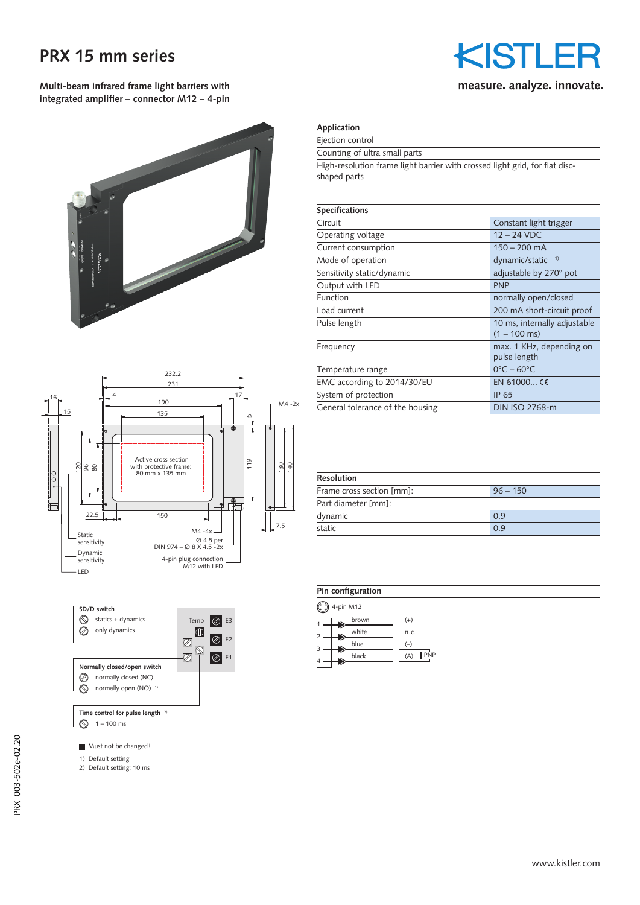# PRX 15 mm series

**Multi-beam infrared frame light barriers with integrated amplifier – connector M12 – 4-pin**

KISTLER

measure. analyze. innovate.

| Application |
|---|
| Ejection control |
| Counting of ultra small parts |
| High-resolution frame light barrier with crossed light grid, for flat disc-shaped parts |

| Specifications | |
|---|---|
| Circuit | Constant light trigger |
| Operating voltage | 12 – 24 VDC |
| Current consumption | 150 – 200 mA |
| Mode of operation | dynamic/static [1] |
| Sensitivity static/dynamic | adjustable by 270° pot |
| Output with LED | PNP |
| Function | normally open/closed |
| Load current | 200 mA short-circuit proof |
| Pulse length | 10 ms, internally adjustable (1 – 100 ms) |
| Frequency | max. 1 KHz, depending on pulse length |
| Temperature range | 0°C – 60°C |
| EMC according to 2014/30/EU | EN 61000... CE |
| System of protection | IP 65 |
| General tolerance of the housing | DIN ISO 2768-m |

Active cross section with protective frame: 80 mm x 135 mm

Static sensitivity
Dynamic sensitivity
LED
M4 -4x
Ø 4.5 per DIN 974 – Ø 8 X 4.5 -2x
4-pin plug connection M12 with LED
M4 -2x

| Resolution | |
|---|---|
| Frame cross section [mm]: | 96 – 150 |
| Part diameter [mm]: | |
| dynamic | 0.9 |
| static | 0.9 |

**SD/D switch**
- statics + dynamics
- only dynamics

**Normally closed/open switch**
- normally closed (NC)
- normally open (NO) [1]

**Time control for pulse length** [2]
- 1 – 100 ms

Temp, E3, E2, E1

■ Must not be changed!

1) Default setting
2) Default setting: 10 ms

## Pin configuration

4-pin M12

| Pin | Wire | Function |
|---|---|---|
| 1 | brown | (+) |
| 2 | white | n. c. |
| 3 | blue | (–) |
| 4 | black | (A) PNP |

PRX_003-502e-02.20

www.kistler.com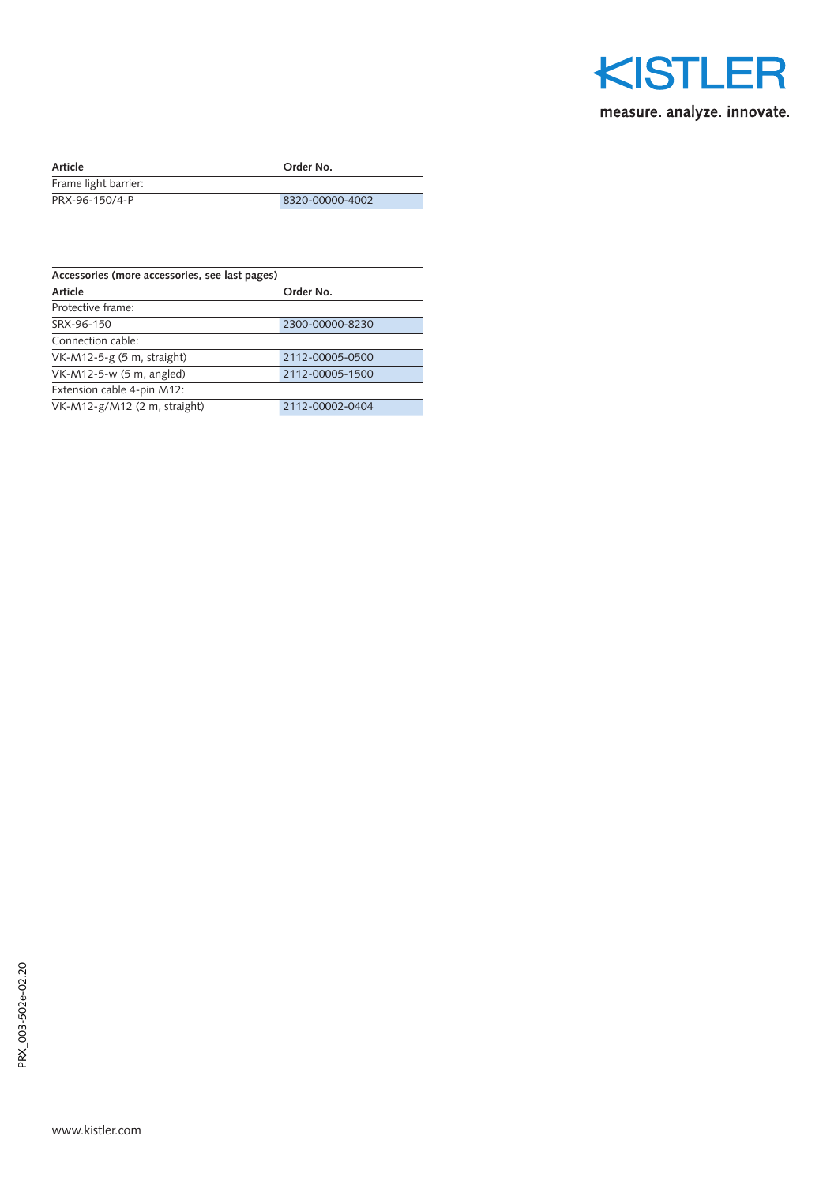| Article | Order No. |
|---|---|
| Frame light barrier: | |
| PRX-96-150/4-P | 8320-00000-4002 |

| Accessories (more accessories, see last pages) | |
|---|---|
| **Article** | **Order No.** |
| Protective frame: | |
| SRX-96-150 | 2300-00000-8230 |
| Connection cable: | |
| VK-M12-5-g (5 m, straight) | 2112-00005-0500 |
| VK-M12-5-w (5 m, angled) | 2112-00005-1500 |
| Extension cable 4-pin M12: | |
| VK-M12-g/M12 (2 m, straight) | 2112-00002-0404 |

PRX_003-502e-02.20

www.kistler.com